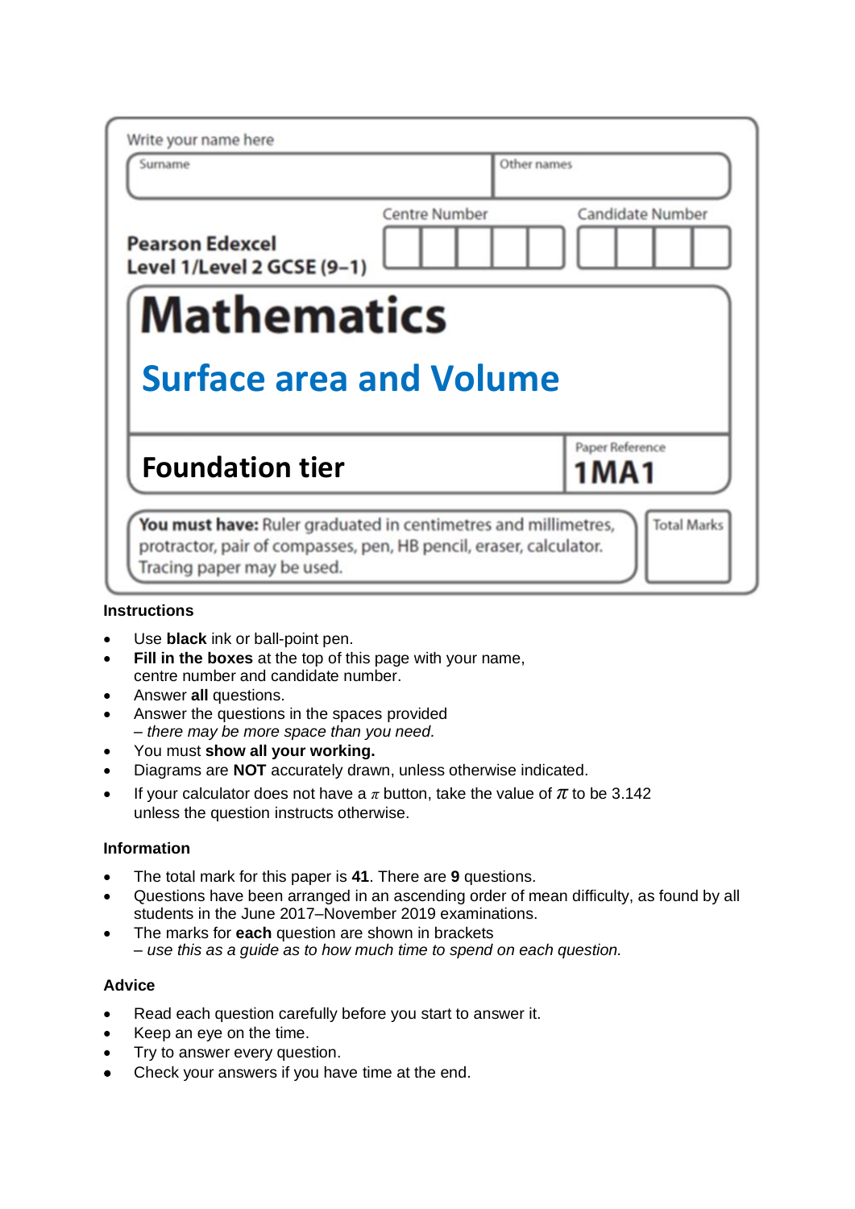Write your name here

| Surname | Other names |
|---|---|
| | |

**Pearson Edexcel**
**Level 1/Level 2 GCSE (9–1)**

Centre Number | Candidate Number

# Mathematics

## Surface area and Volume

**Foundation tier**

Paper Reference **1MA1**

**You must have:** Ruler graduated in centimetres and millimetres, protractor, pair of compasses, pen, HB pencil, eraser, calculator. Tracing paper may be used.

Total Marks

### Instructions

- Use **black** ink or ball-point pen.
- **Fill in the boxes** at the top of this page with your name, centre number and candidate number.
- Answer **all** questions.
- Answer the questions in the spaces provided
  – *there may be more space than you need.*
- You must **show all your working.**
- Diagrams are **NOT** accurately drawn, unless otherwise indicated.
- If your calculator does not have a $\pi$ button, take the value of $\pi$ to be 3.142 unless the question instructs otherwise.

### Information

- The total mark for this paper is **41**. There are **9** questions.
- Questions have been arranged in an ascending order of mean difficulty, as found by all students in the June 2017–November 2019 examinations.
- The marks for **each** question are shown in brackets
  – *use this as a guide as to how much time to spend on each question.*

### Advice

- Read each question carefully before you start to answer it.
- Keep an eye on the time.
- Try to answer every question.
- Check your answers if you have time at the end.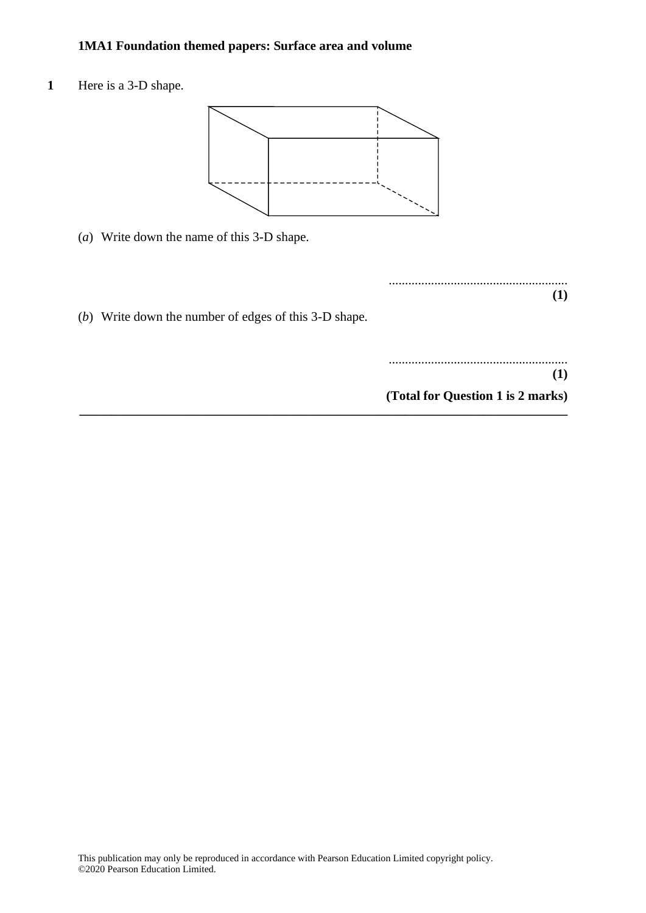**1MA1 Foundation themed papers: Surface area and volume**

**1** Here is a 3-D shape.

(*a*) Write down the name of this 3-D shape.

.......................................................
**(1)**

(*b*) Write down the number of edges of this 3-D shape.

.......................................................
**(1)**

**(Total for Question 1 is 2 marks)**

---

This publication may only be reproduced in accordance with Pearson Education Limited copyright policy.
©2020 Pearson Education Limited.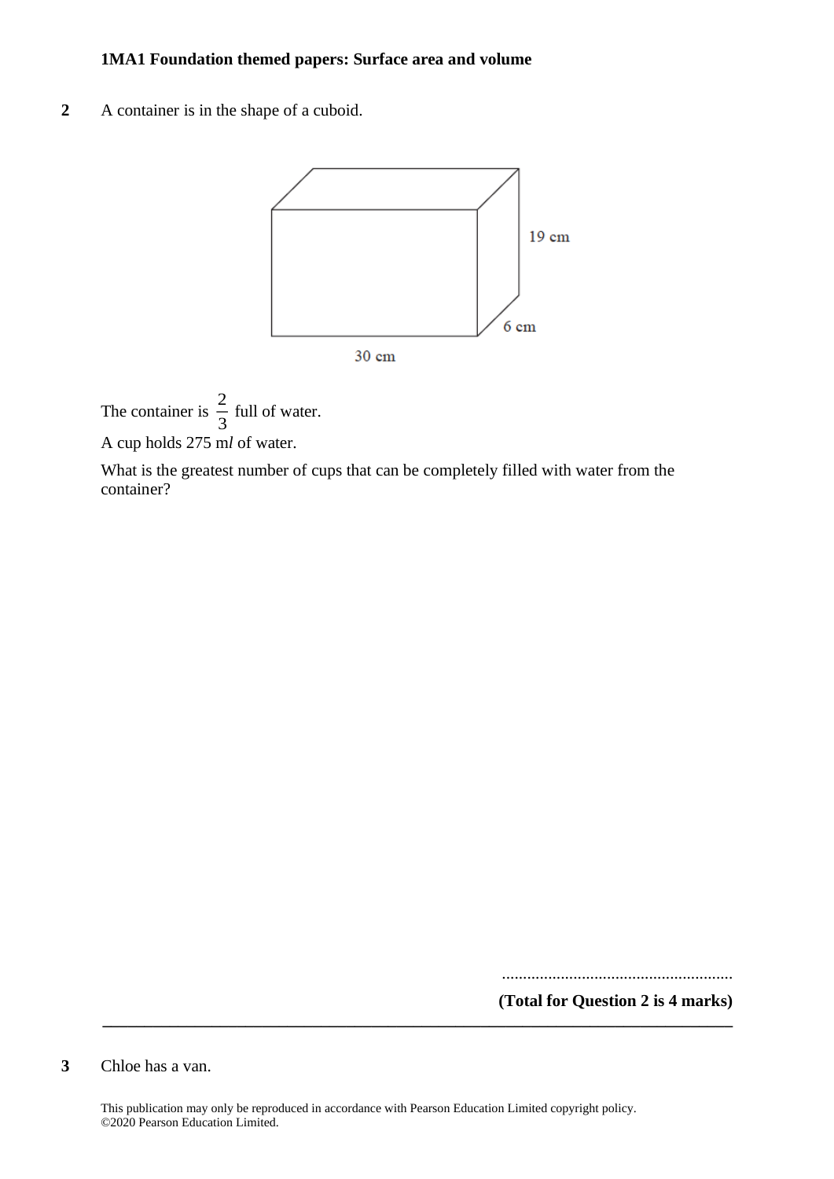**1MA1 Foundation themed papers: Surface area and volume**

**2** A container is in the shape of a cuboid.

19 cm

6 cm

30 cm

The container is $\frac{2}{3}$ full of water.

A cup holds 275 m*l* of water.

What is the greatest number of cups that can be completely filled with water from the container?

.......................................................

**(Total for Question 2 is 4 marks)**

---

**3** Chloe has a van.

This publication may only be reproduced in accordance with Pearson Education Limited copyright policy.
©2020 Pearson Education Limited.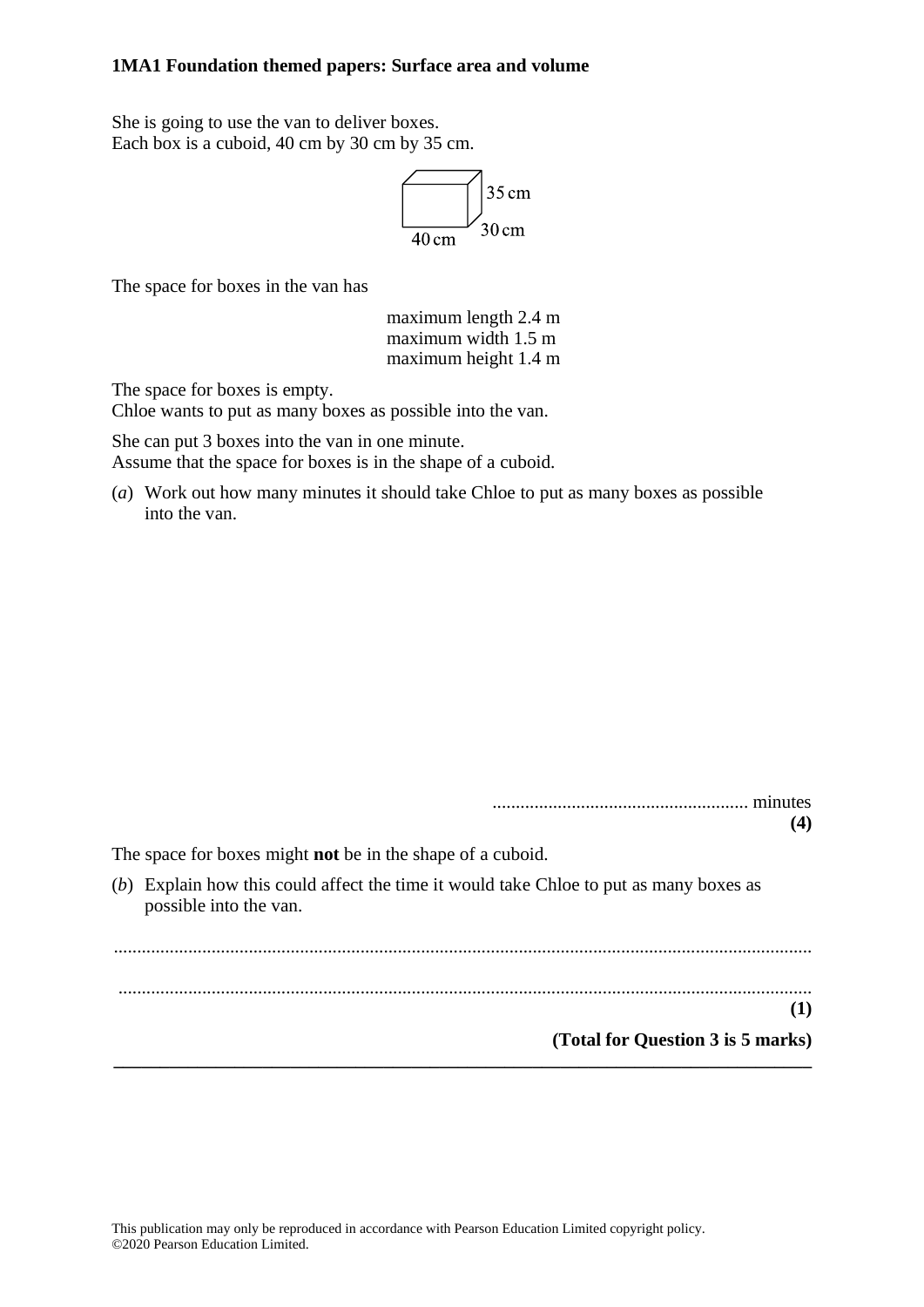She is going to use the van to deliver boxes.
Each box is a cuboid, 40 cm by 30 cm by 35 cm.

35 cm
30 cm
40 cm

The space for boxes in the van has

maximum length 2.4 m
maximum width 1.5 m
maximum height 1.4 m

The space for boxes is empty.
Chloe wants to put as many boxes as possible into the van.

She can put 3 boxes into the van in one minute.
Assume that the space for boxes is in the shape of a cuboid.

(*a*) Work out how many minutes it should take Chloe to put as many boxes as possible into the van.

....................................................... minutes
**(4)**

The space for boxes might **not** be in the shape of a cuboid.

(*b*) Explain how this could affect the time it would take Chloe to put as many boxes as possible into the van.

.......................................................................................................................................

.......................................................................................................................................
**(1)**

**(Total for Question 3 is 5 marks)**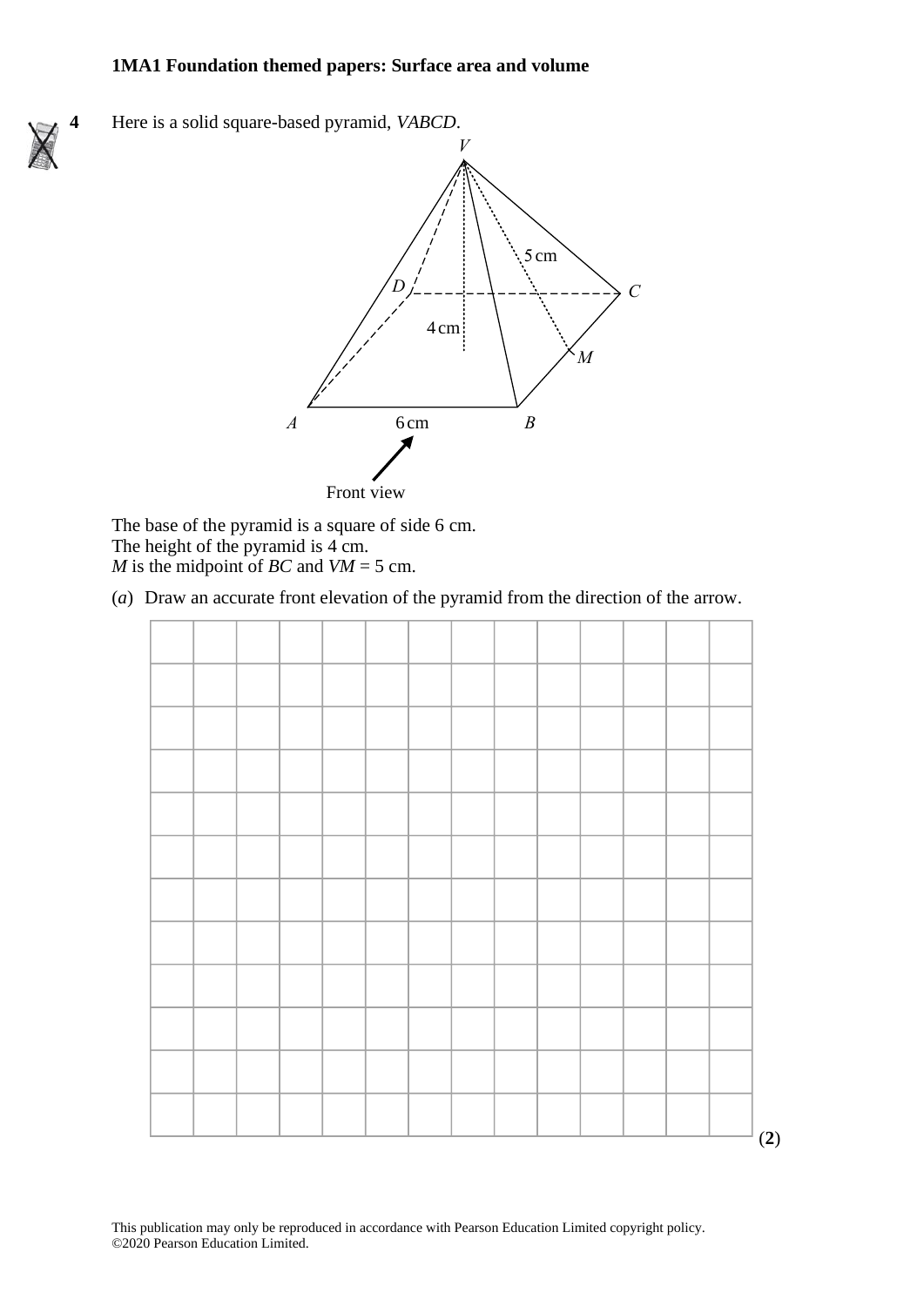**4** Here is a solid square-based pyramid, *VABCD*.

The base of the pyramid is a square of side 6 cm.
The height of the pyramid is 4 cm.
*M* is the midpoint of *BC* and *VM* = 5 cm.

(*a*) Draw an accurate front elevation of the pyramid from the direction of the arrow.

(**2**)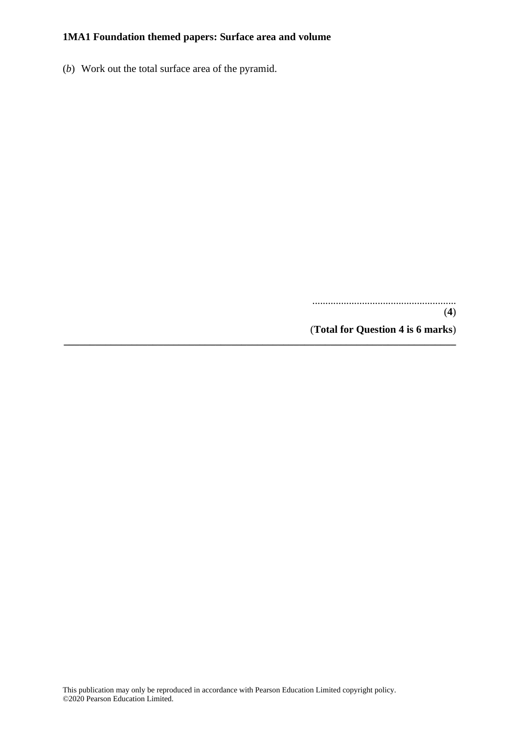(*b*) Work out the total surface area of the pyramid.

.......................................................

**(4)**

**(Total for Question 4 is 6 marks)**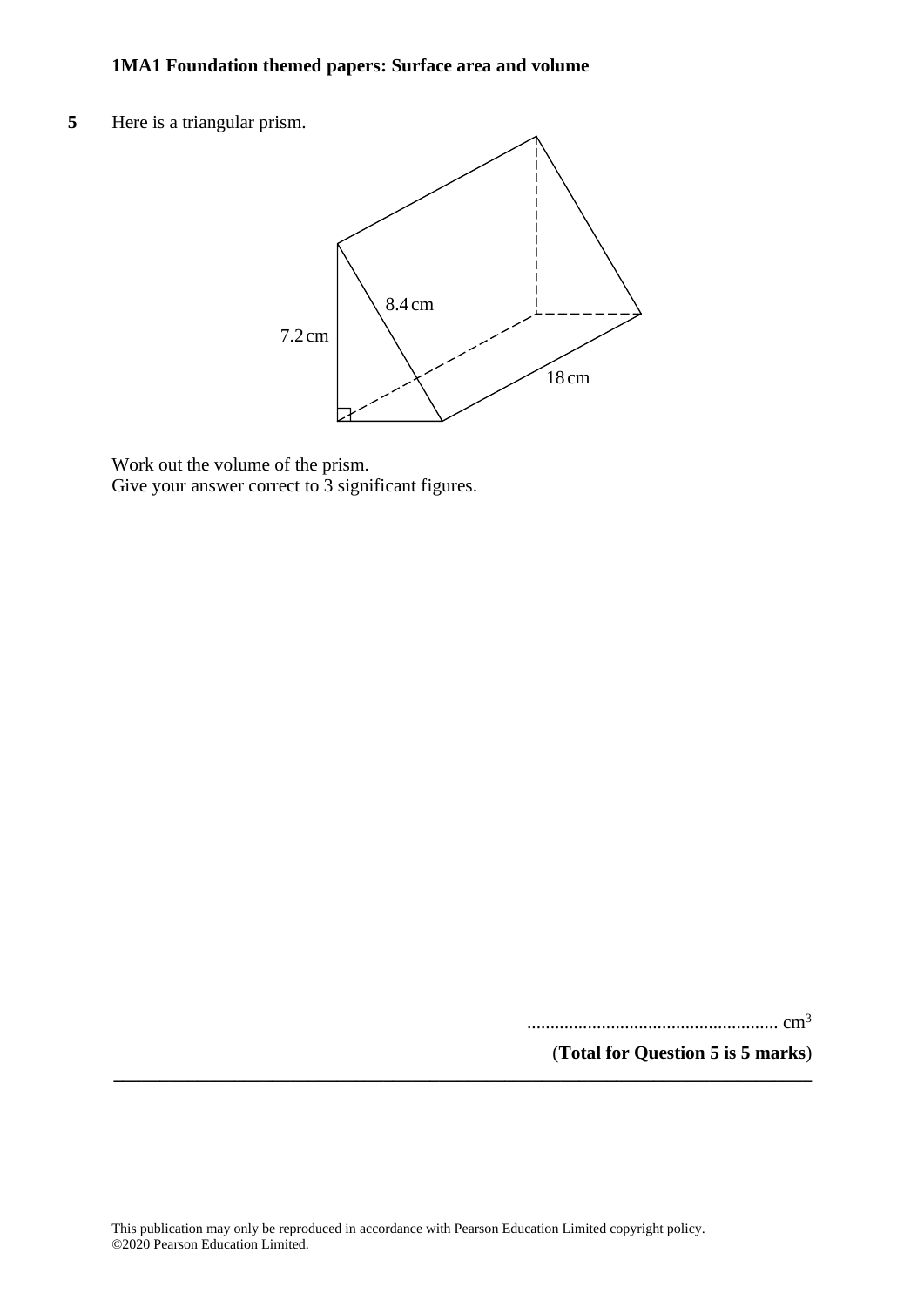**5** Here is a triangular prism.

7.2 cm

8.4 cm

18 cm

Work out the volume of the prism.
Give your answer correct to 3 significant figures.

...................................................... $cm^3$

(**Total for Question 5 is 5 marks**)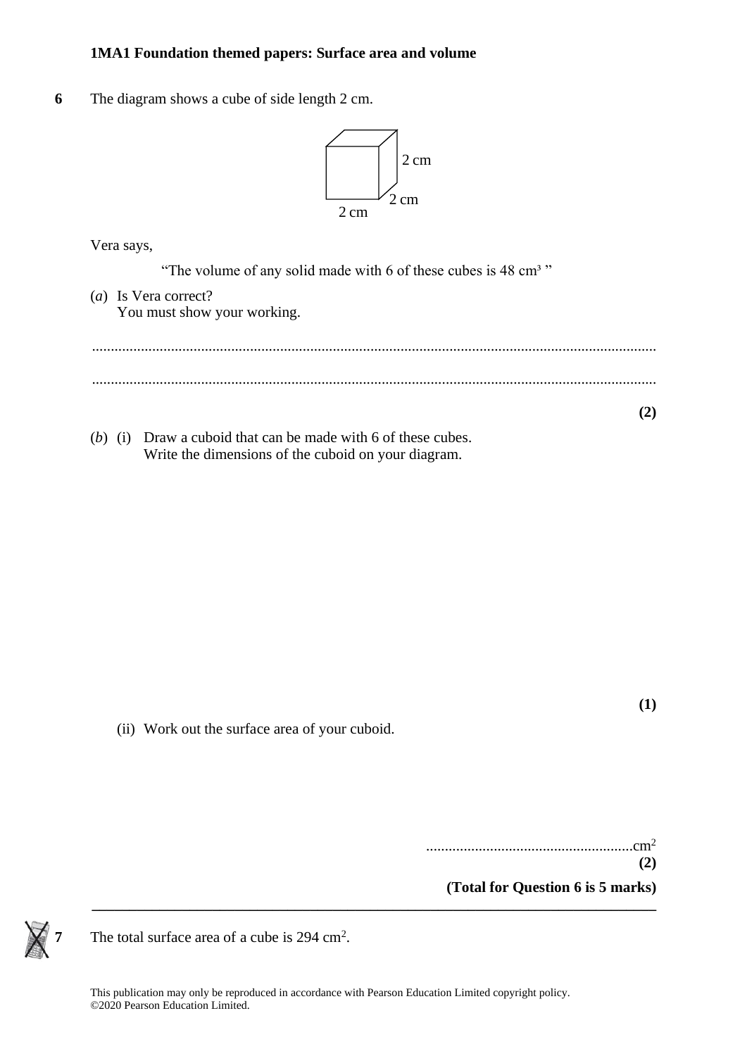**1MA1 Foundation themed papers: Surface area and volume**

**6** The diagram shows a cube of side length 2 cm.

2 cm
2 cm
2 cm

Vera says,

"The volume of any solid made with 6 of these cubes is 48 cm³ "

(*a*) Is Vera correct?
You must show your working.

.......................................................................................................................................................

.......................................................................................................................................................

**(2)**

(*b*) (i) Draw a cuboid that can be made with 6 of these cubes.
Write the dimensions of the cuboid on your diagram.

**(1)**

(ii) Work out the surface area of your cuboid.

.......................................................cm²

**(2)**

**(Total for Question 6 is 5 marks)**

---

**7** The total surface area of a cube is 294 cm².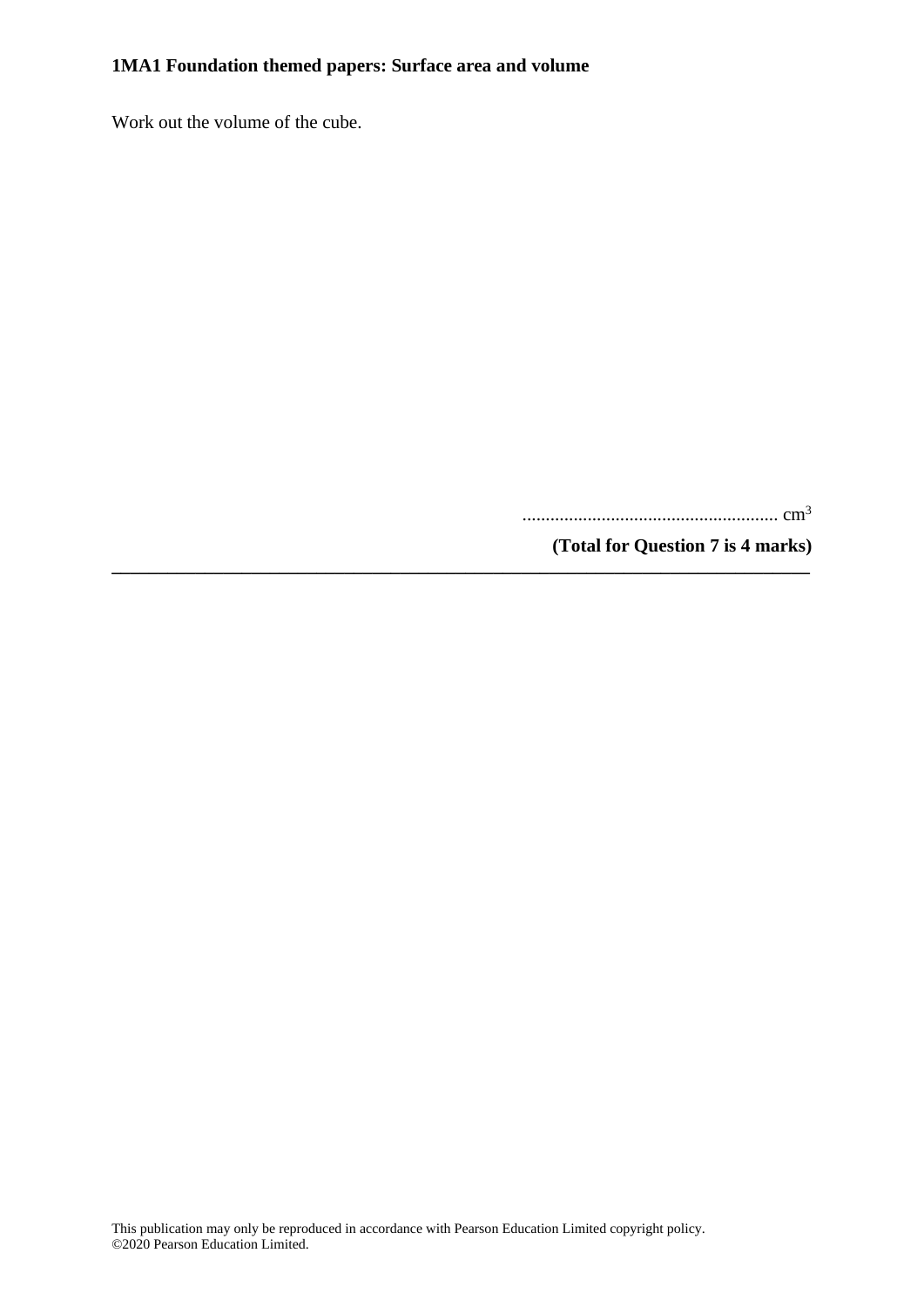Work out the volume of the cube.

....................................................... $cm^3$

**(Total for Question 7 is 4 marks)**

---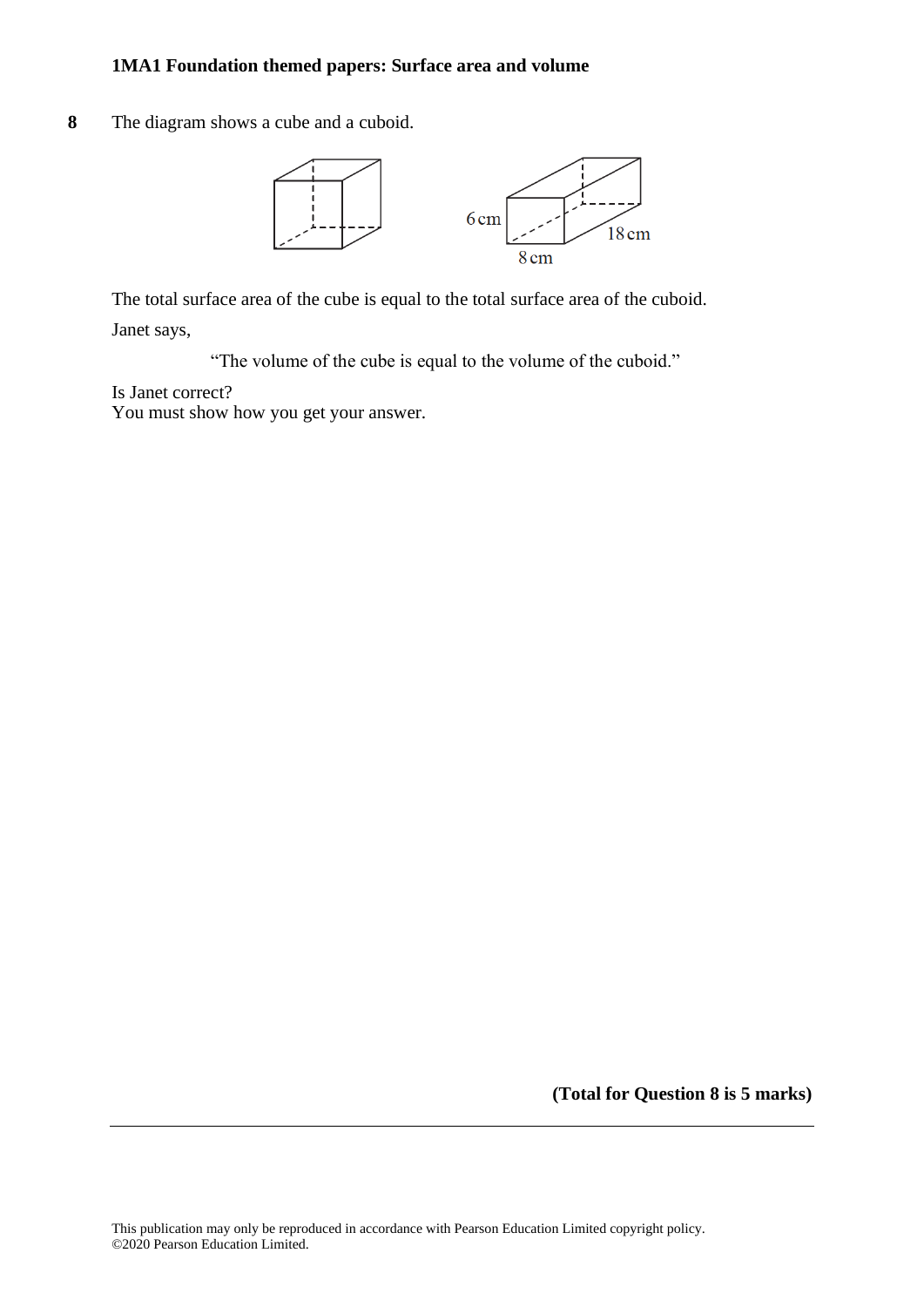**8** The diagram shows a cube and a cuboid.

6 cm

18 cm

8 cm

The total surface area of the cube is equal to the total surface area of the cuboid.

Janet says,

"The volume of the cube is equal to the volume of the cuboid."

Is Janet correct?
You must show how you get your answer.

**(Total for Question 8 is 5 marks)**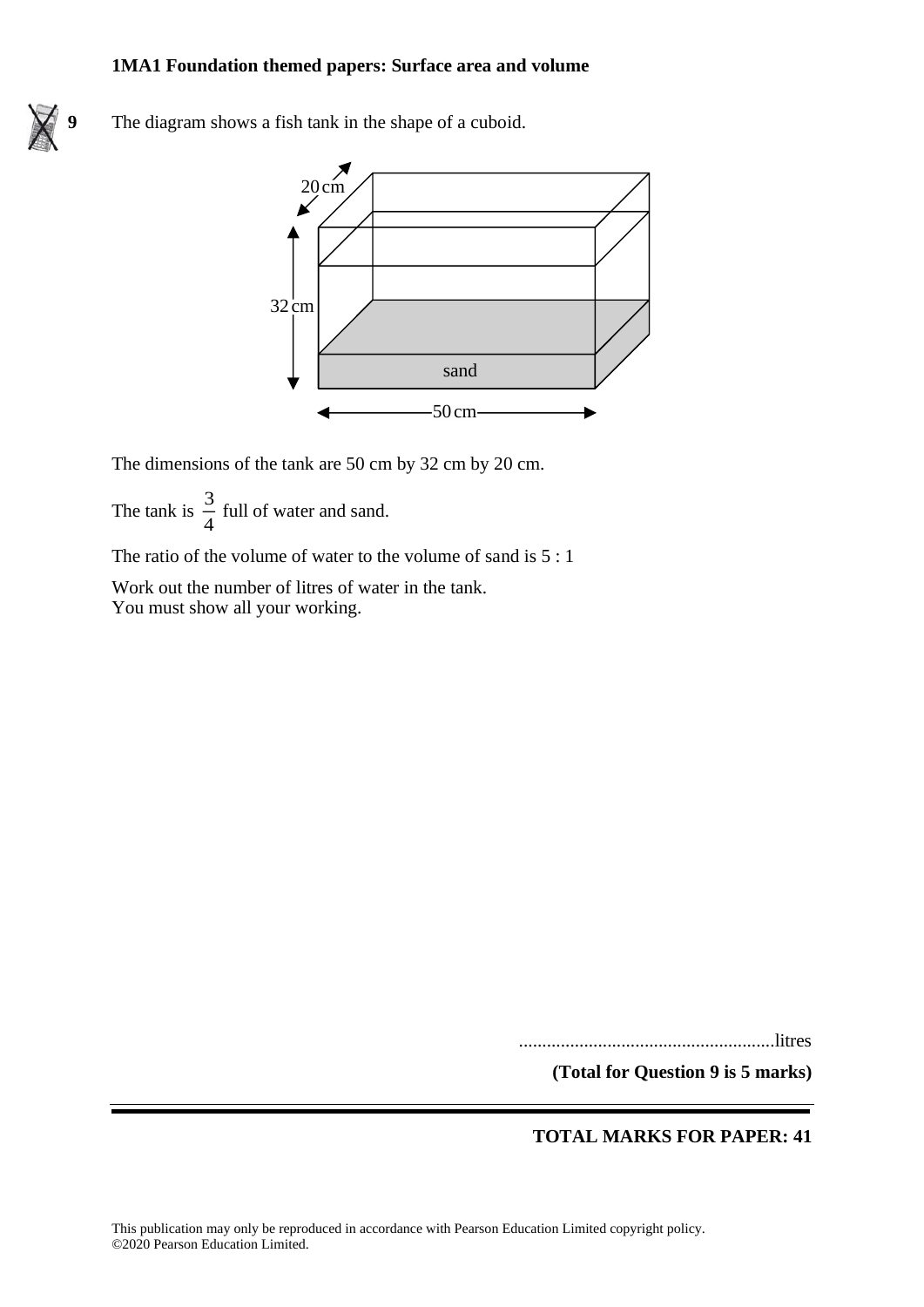**9** The diagram shows a fish tank in the shape of a cuboid.

20 cm

32 cm

sand

50 cm

The dimensions of the tank are 50 cm by 32 cm by 20 cm.

The tank is $\frac{3}{4}$ full of water and sand.

The ratio of the volume of water to the volume of sand is 5 : 1

Work out the number of litres of water in the tank.
You must show all your working.

.......................................................litres

**(Total for Question 9 is 5 marks)**

---

**TOTAL MARKS FOR PAPER: 41**